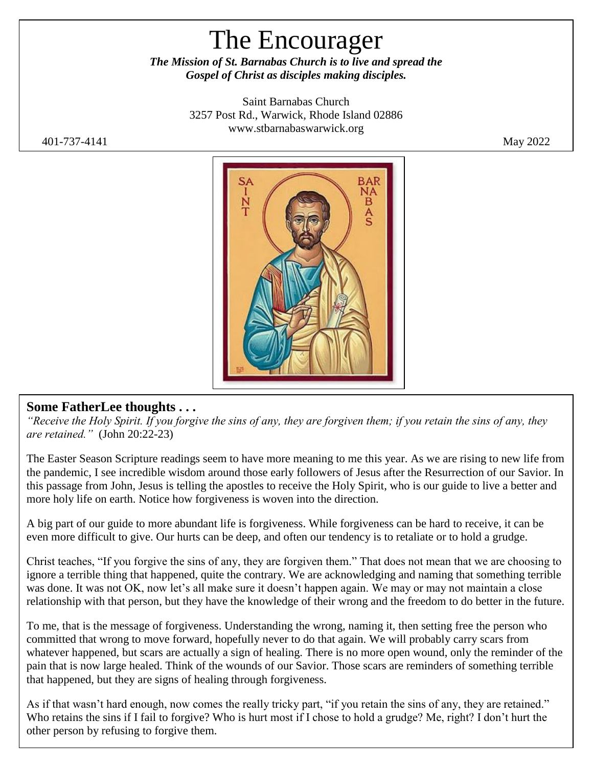# The Encourager

***The Mission of St. Barnabas Church is to live and spread the Gospel of Christ as disciples making disciples.***

Saint Barnabas Church
3257 Post Rd., Warwick, Rhode Island 02886
www.stbarnabaswarwick.org

401-737-4141

May 2022

## Some FatherLee thoughts . . .

*"Receive the Holy Spirit. If you forgive the sins of any, they are forgiven them; if you retain the sins of any, they are retained."* (John 20:22-23)

The Easter Season Scripture readings seem to have more meaning to me this year. As we are rising to new life from the pandemic, I see incredible wisdom around those early followers of Jesus after the Resurrection of our Savior. In this passage from John, Jesus is telling the apostles to receive the Holy Spirit, who is our guide to live a better and more holy life on earth. Notice how forgiveness is woven into the direction.

A big part of our guide to more abundant life is forgiveness. While forgiveness can be hard to receive, it can be even more difficult to give. Our hurts can be deep, and often our tendency is to retaliate or to hold a grudge.

Christ teaches, "If you forgive the sins of any, they are forgiven them." That does not mean that we are choosing to ignore a terrible thing that happened, quite the contrary. We are acknowledging and naming that something terrible was done. It was not OK, now let's all make sure it doesn't happen again. We may or may not maintain a close relationship with that person, but they have the knowledge of their wrong and the freedom to do better in the future.

To me, that is the message of forgiveness. Understanding the wrong, naming it, then setting free the person who committed that wrong to move forward, hopefully never to do that again. We will probably carry scars from whatever happened, but scars are actually a sign of healing. There is no more open wound, only the reminder of the pain that is now large healed. Think of the wounds of our Savior. Those scars are reminders of something terrible that happened, but they are signs of healing through forgiveness.

As if that wasn't hard enough, now comes the really tricky part, "if you retain the sins of any, they are retained." Who retains the sins if I fail to forgive? Who is hurt most if I chose to hold a grudge? Me, right? I don't hurt the other person by refusing to forgive them.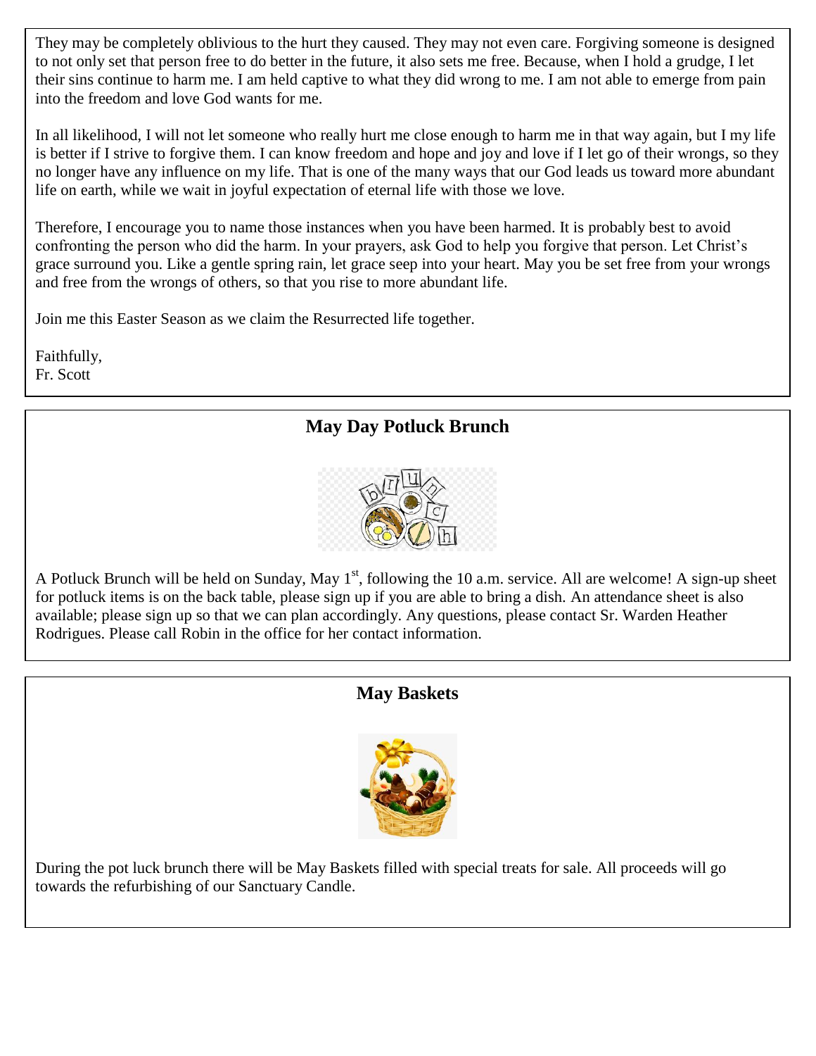They may be completely oblivious to the hurt they caused. They may not even care. Forgiving someone is designed to not only set that person free to do better in the future, it also sets me free. Because, when I hold a grudge, I let their sins continue to harm me. I am held captive to what they did wrong to me. I am not able to emerge from pain into the freedom and love God wants for me.

In all likelihood, I will not let someone who really hurt me close enough to harm me in that way again, but I my life is better if I strive to forgive them. I can know freedom and hope and joy and love if I let go of their wrongs, so they no longer have any influence on my life. That is one of the many ways that our God leads us toward more abundant life on earth, while we wait in joyful expectation of eternal life with those we love.

Therefore, I encourage you to name those instances when you have been harmed. It is probably best to avoid confronting the person who did the harm. In your prayers, ask God to help you forgive that person. Let Christ's grace surround you. Like a gentle spring rain, let grace seep into your heart. May you be set free from your wrongs and free from the wrongs of others, so that you rise to more abundant life.

Join me this Easter Season as we claim the Resurrected life together.

Faithfully,
Fr. Scott

## May Day Potluck Brunch

A Potluck Brunch will be held on Sunday, May 1st, following the 10 a.m. service. All are welcome! A sign-up sheet for potluck items is on the back table, please sign up if you are able to bring a dish. An attendance sheet is also available; please sign up so that we can plan accordingly. Any questions, please contact Sr. Warden Heather Rodrigues. Please call Robin in the office for her contact information.

## May Baskets

During the pot luck brunch there will be May Baskets filled with special treats for sale. All proceeds will go towards the refurbishing of our Sanctuary Candle.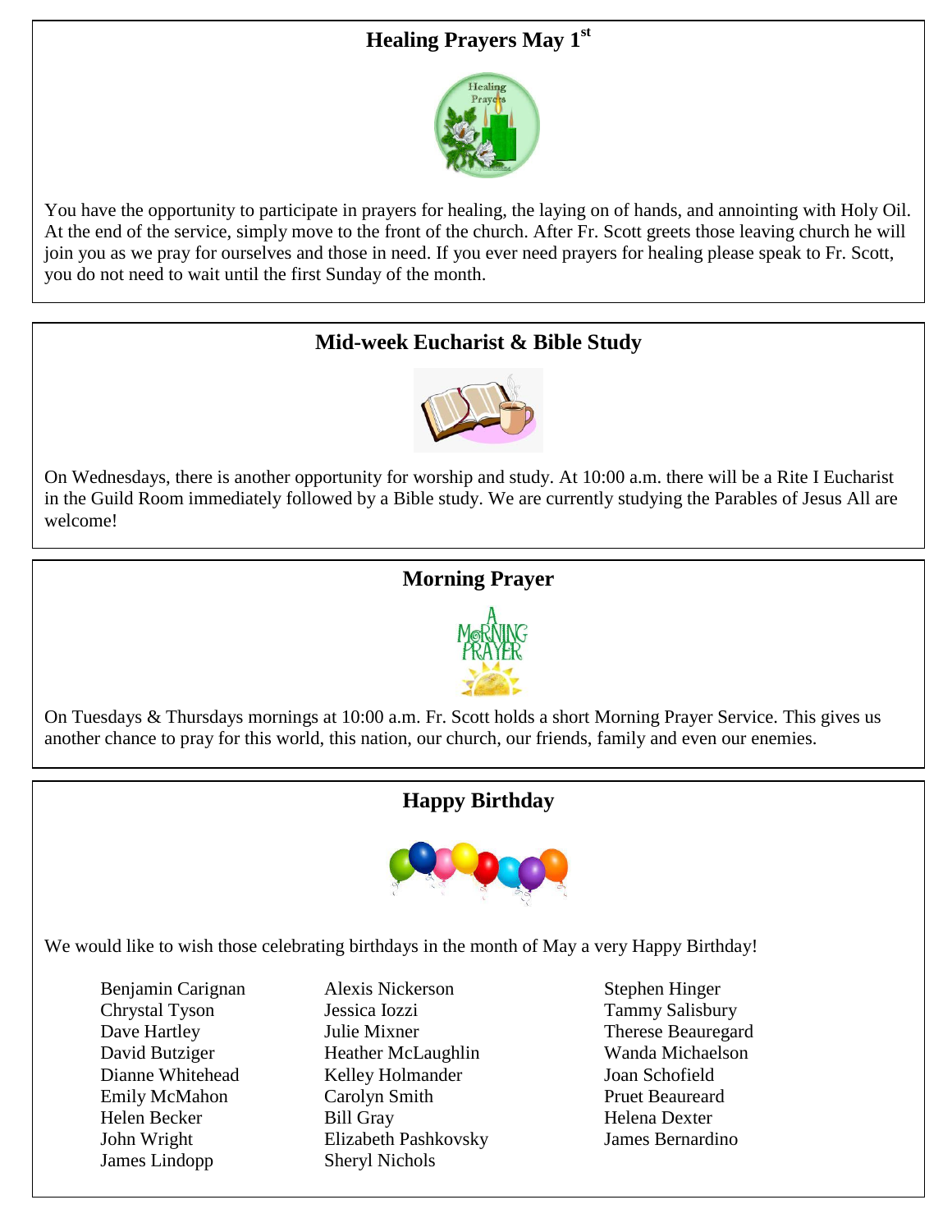## Healing Prayers May 1st

You have the opportunity to participate in prayers for healing, the laying on of hands, and annointing with Holy Oil. At the end of the service, simply move to the front of the church. After Fr. Scott greets those leaving church he will join you as we pray for ourselves and those in need. If you ever need prayers for healing please speak to Fr. Scott, you do not need to wait until the first Sunday of the month.

## Mid-week Eucharist & Bible Study

On Wednesdays, there is another opportunity for worship and study. At 10:00 a.m. there will be a Rite I Eucharist in the Guild Room immediately followed by a Bible study. We are currently studying the Parables of Jesus All are welcome!

## Morning Prayer

On Tuesdays & Thursdays mornings at 10:00 a.m. Fr. Scott holds a short Morning Prayer Service. This gives us another chance to pray for this world, this nation, our church, our friends, family and even our enemies.

## Happy Birthday

We would like to wish those celebrating birthdays in the month of May a very Happy Birthday!

Benjamin Carignan
Chrystal Tyson
Dave Hartley
David Butziger
Dianne Whitehead
Emily McMahon
Helen Becker
John Wright
James Lindopp

Alexis Nickerson
Jessica Iozzi
Julie Mixner
Heather McLaughlin
Kelley Holmander
Carolyn Smith
Bill Gray
Elizabeth Pashkovsky
Sheryl Nichols

Stephen Hinger
Tammy Salisbury
Therese Beauregard
Wanda Michaelson
Joan Schofield
Pruet Beaureard
Helena Dexter
James Bernardino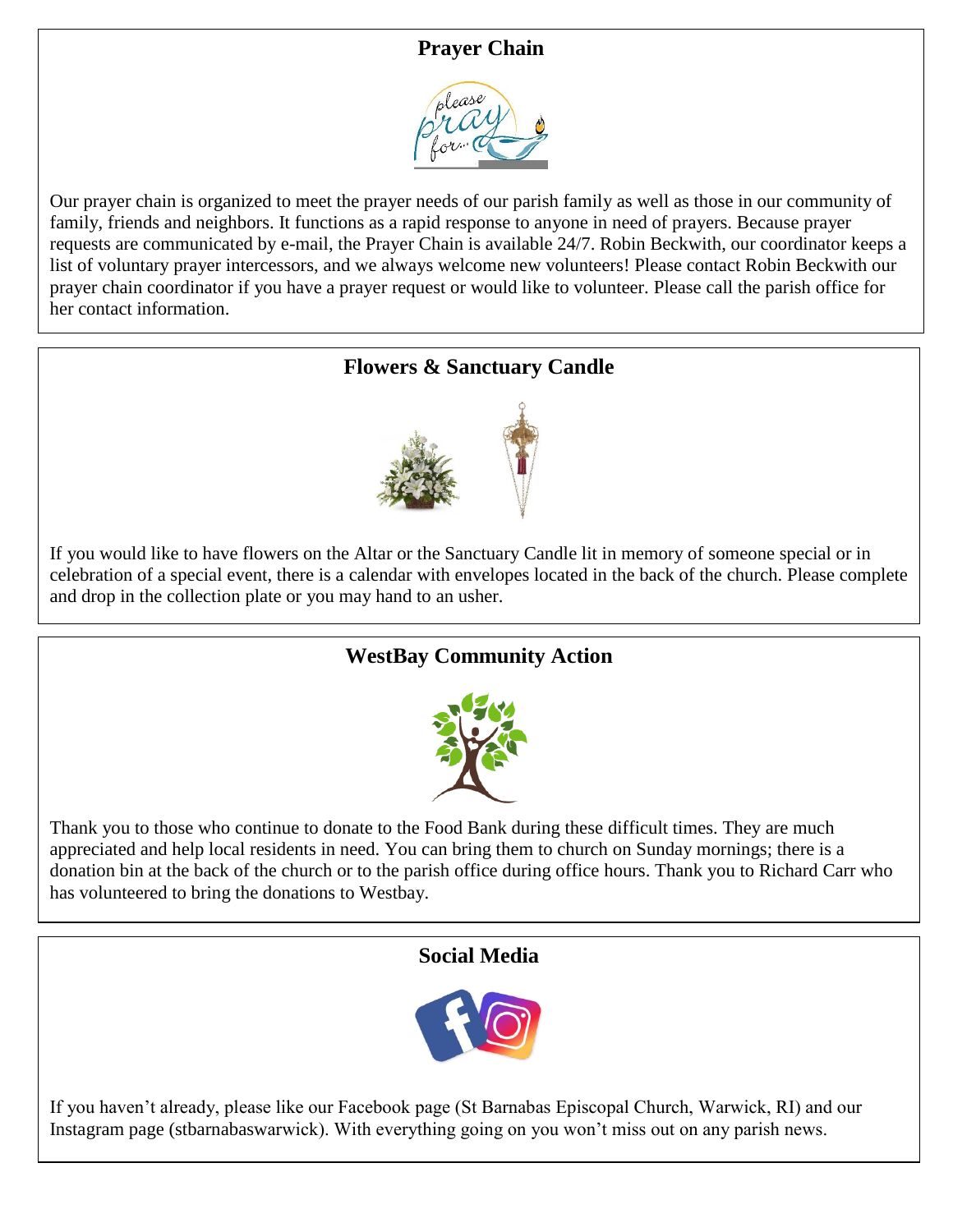## Prayer Chain

Our prayer chain is organized to meet the prayer needs of our parish family as well as those in our community of family, friends and neighbors. It functions as a rapid response to anyone in need of prayers. Because prayer requests are communicated by e-mail, the Prayer Chain is available 24/7. Robin Beckwith, our coordinator keeps a list of voluntary prayer intercessors, and we always welcome new volunteers! Please contact Robin Beckwith our prayer chain coordinator if you have a prayer request or would like to volunteer. Please call the parish office for her contact information.

## Flowers & Sanctuary Candle

If you would like to have flowers on the Altar or the Sanctuary Candle lit in memory of someone special or in celebration of a special event, there is a calendar with envelopes located in the back of the church. Please complete and drop in the collection plate or you may hand to an usher.

## WestBay Community Action

Thank you to those who continue to donate to the Food Bank during these difficult times. They are much appreciated and help local residents in need. You can bring them to church on Sunday mornings; there is a donation bin at the back of the church or to the parish office during office hours. Thank you to Richard Carr who has volunteered to bring the donations to Westbay.

## Social Media

If you haven't already, please like our Facebook page (St Barnabas Episcopal Church, Warwick, RI) and our Instagram page (stbarnabaswarwick). With everything going on you won't miss out on any parish news.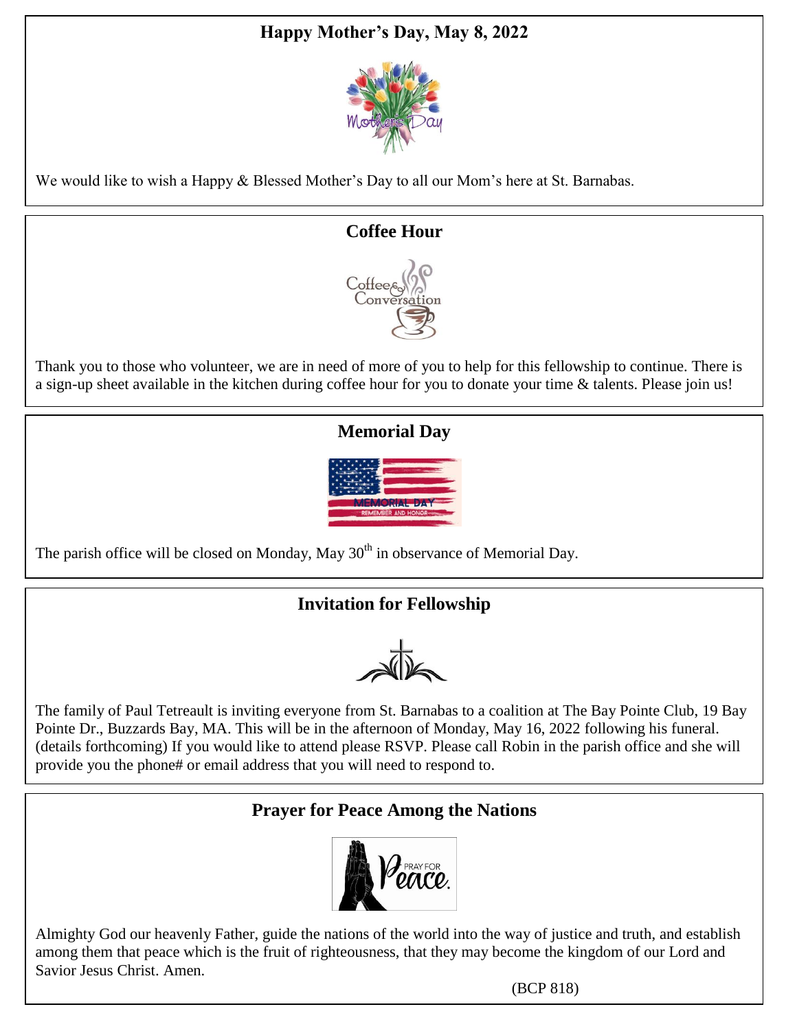## Happy Mother's Day, May 8, 2022

We would like to wish a Happy & Blessed Mother's Day to all our Mom's here at St. Barnabas.

## Coffee Hour

Thank you to those who volunteer, we are in need of more of you to help for this fellowship to continue. There is a sign-up sheet available in the kitchen during coffee hour for you to donate your time & talents. Please join us!

## Memorial Day

The parish office will be closed on Monday, May 30th in observance of Memorial Day.

## Invitation for Fellowship

The family of Paul Tetreault is inviting everyone from St. Barnabas to a coalition at The Bay Pointe Club, 19 Bay Pointe Dr., Buzzards Bay, MA. This will be in the afternoon of Monday, May 16, 2022 following his funeral. (details forthcoming) If you would like to attend please RSVP. Please call Robin in the parish office and she will provide you the phone# or email address that you will need to respond to.

## Prayer for Peace Among the Nations

Almighty God our heavenly Father, guide the nations of the world into the way of justice and truth, and establish among them that peace which is the fruit of righteousness, that they may become the kingdom of our Lord and Savior Jesus Christ. Amen.

(BCP 818)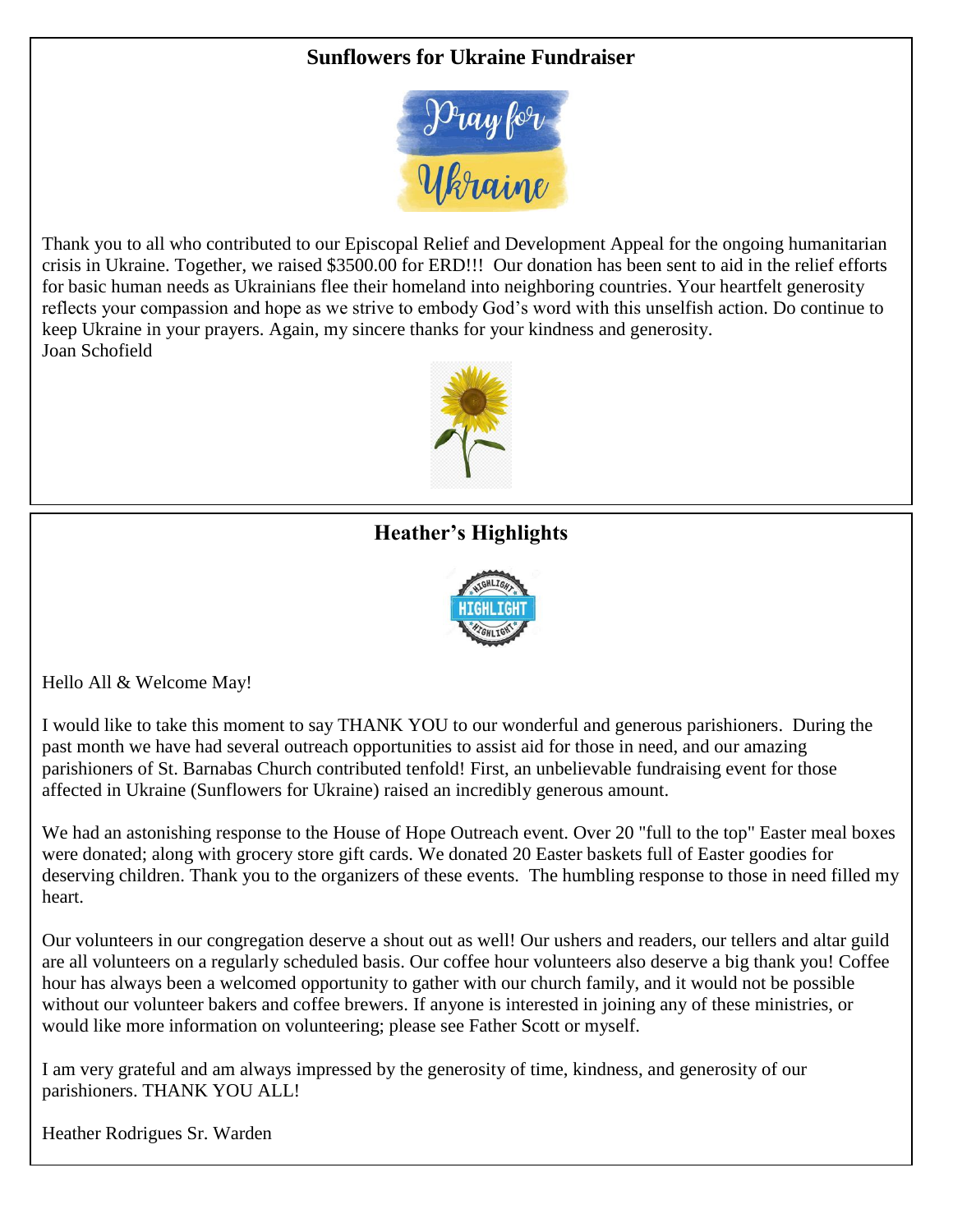## Sunflowers for Ukraine Fundraiser

Thank you to all who contributed to our Episcopal Relief and Development Appeal for the ongoing humanitarian crisis in Ukraine. Together, we raised $3500.00 for ERD!!! Our donation has been sent to aid in the relief efforts for basic human needs as Ukrainians flee their homeland into neighboring countries. Your heartfelt generosity reflects your compassion and hope as we strive to embody God's word with this unselfish action. Do continue to keep Ukraine in your prayers. Again, my sincere thanks for your kindness and generosity.
Joan Schofield

## Heather's Highlights

Hello All & Welcome May!

I would like to take this moment to say THANK YOU to our wonderful and generous parishioners. During the past month we have had several outreach opportunities to assist aid for those in need, and our amazing parishioners of St. Barnabas Church contributed tenfold! First, an unbelievable fundraising event for those affected in Ukraine (Sunflowers for Ukraine) raised an incredibly generous amount.

We had an astonishing response to the House of Hope Outreach event. Over 20 "full to the top" Easter meal boxes were donated; along with grocery store gift cards. We donated 20 Easter baskets full of Easter goodies for deserving children. Thank you to the organizers of these events. The humbling response to those in need filled my heart.

Our volunteers in our congregation deserve a shout out as well! Our ushers and readers, our tellers and altar guild are all volunteers on a regularly scheduled basis. Our coffee hour volunteers also deserve a big thank you! Coffee hour has always been a welcomed opportunity to gather with our church family, and it would not be possible without our volunteer bakers and coffee brewers. If anyone is interested in joining any of these ministries, or would like more information on volunteering; please see Father Scott or myself.

I am very grateful and am always impressed by the generosity of time, kindness, and generosity of our parishioners. THANK YOU ALL!

Heather Rodrigues Sr. Warden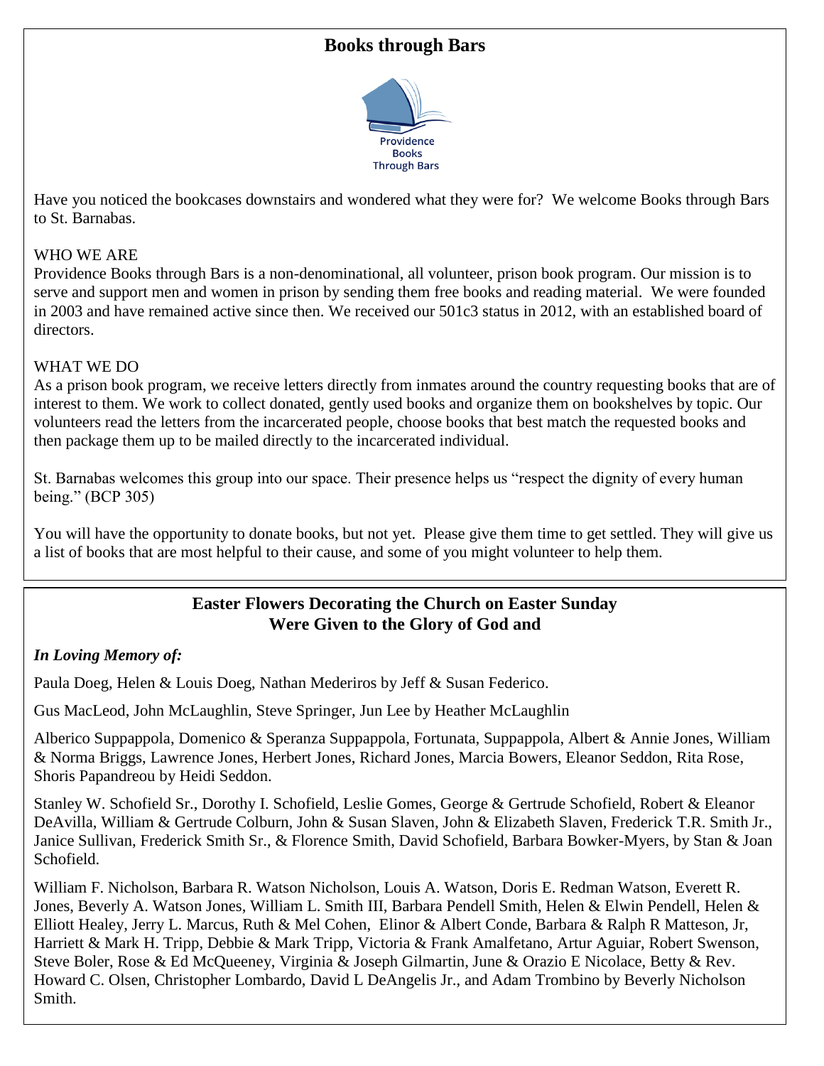## Books through Bars

Providence
Books
Through Bars

Have you noticed the bookcases downstairs and wondered what they were for? We welcome Books through Bars to St. Barnabas.

WHO WE ARE
Providence Books through Bars is a non-denominational, all volunteer, prison book program. Our mission is to serve and support men and women in prison by sending them free books and reading material. We were founded in 2003 and have remained active since then. We received our 501c3 status in 2012, with an established board of directors.

WHAT WE DO
As a prison book program, we receive letters directly from inmates around the country requesting books that are of interest to them. We work to collect donated, gently used books and organize them on bookshelves by topic. Our volunteers read the letters from the incarcerated people, choose books that best match the requested books and then package them up to be mailed directly to the incarcerated individual.

St. Barnabas welcomes this group into our space. Their presence helps us "respect the dignity of every human being." (BCP 305)

You will have the opportunity to donate books, but not yet. Please give them time to get settled. They will give us a list of books that are most helpful to their cause, and some of you might volunteer to help them.

## Easter Flowers Decorating the Church on Easter Sunday Were Given to the Glory of God and

***In Loving Memory of:***

Paula Doeg, Helen & Louis Doeg, Nathan Medeiros by Jeff & Susan Federico.

Gus MacLeod, John McLaughlin, Steve Springer, Jun Lee by Heather McLaughlin

Alberico Suppappola, Domenico & Speranza Suppappola, Fortunata, Suppappola, Albert & Annie Jones, William & Norma Briggs, Lawrence Jones, Herbert Jones, Richard Jones, Marcia Bowers, Eleanor Seddon, Rita Rose, Shoris Papandreou by Heidi Seddon.

Stanley W. Schofield Sr., Dorothy I. Schofield, Leslie Gomes, George & Gertrude Schofield, Robert & Eleanor DeAvilla, William & Gertrude Colburn, John & Susan Slaven, John & Elizabeth Slaven, Frederick T.R. Smith Jr., Janice Sullivan, Frederick Smith Sr., & Florence Smith, David Schofield, Barbara Bowker-Myers, by Stan & Joan Schofield.

William F. Nicholson, Barbara R. Watson Nicholson, Louis A. Watson, Doris E. Redman Watson, Everett R. Jones, Beverly A. Watson Jones, William L. Smith III, Barbara Pendell Smith, Helen & Elwin Pendell, Helen & Elliott Healey, Jerry L. Marcus, Ruth & Mel Cohen, Elinor & Albert Conde, Barbara & Ralph R Matteson, Jr, Harriett & Mark H. Tripp, Debbie & Mark Tripp, Victoria & Frank Amalfetano, Artur Aguiar, Robert Swenson, Steve Boler, Rose & Ed McQueeney, Virginia & Joseph Gilmartin, June & Orazio E Nicolace, Betty & Rev. Howard C. Olsen, Christopher Lombardo, David L DeAngelis Jr., and Adam Trombino by Beverly Nicholson Smith.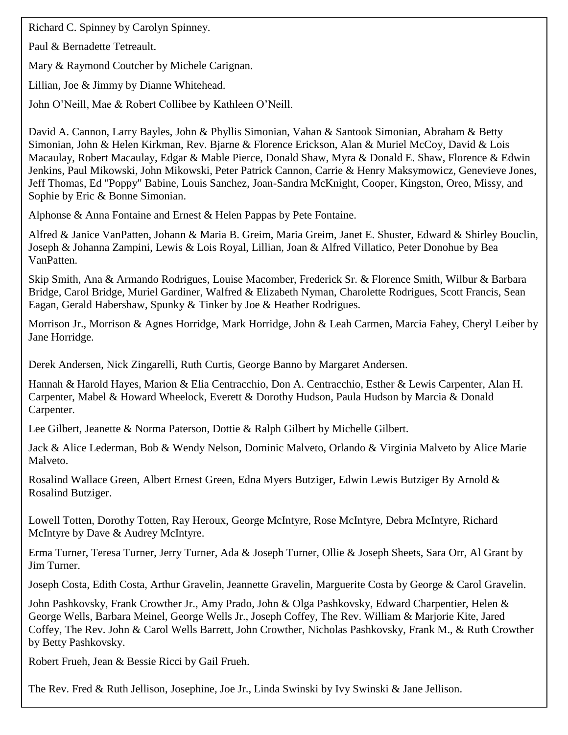Richard C. Spinney by Carolyn Spinney.

Paul & Bernadette Tetreault.

Mary & Raymond Coutcher by Michele Carignan.

Lillian, Joe & Jimmy by Dianne Whitehead.

John O'Neill, Mae & Robert Collibee by Kathleen O'Neill.

David A. Cannon, Larry Bayles, John & Phyllis Simonian, Vahan & Santook Simonian, Abraham & Betty Simonian, John & Helen Kirkman, Rev. Bjarne & Florence Erickson, Alan & Muriel McCoy, David & Lois Macaulay, Robert Macaulay, Edgar & Mable Pierce, Donald Shaw, Myra & Donald E. Shaw, Florence & Edwin Jenkins, Paul Mikowski, John Mikowski, Peter Patrick Cannon, Carrie & Henry Maksymowicz, Genevieve Jones, Jeff Thomas, Ed "Poppy" Babine, Louis Sanchez, Joan-Sandra McKnight, Cooper, Kingston, Oreo, Missy, and Sophie by Eric & Bonne Simonian.

Alphonse & Anna Fontaine and Ernest & Helen Pappas by Pete Fontaine.

Alfred & Janice VanPatten, Johann & Maria B. Greim, Maria Greim, Janet E. Shuster, Edward & Shirley Bouclin, Joseph & Johanna Zampini, Lewis & Lois Royal, Lillian, Joan & Alfred Villatico, Peter Donohue by Bea VanPatten.

Skip Smith, Ana & Armando Rodrigues, Louise Macomber, Frederick Sr. & Florence Smith, Wilbur & Barbara Bridge, Carol Bridge, Muriel Gardiner, Walfred & Elizabeth Nyman, Charolette Rodrigues, Scott Francis, Sean Eagan, Gerald Habershaw, Spunky & Tinker by Joe & Heather Rodrigues.

Morrison Jr., Morrison & Agnes Horridge, Mark Horridge, John & Leah Carmen, Marcia Fahey, Cheryl Leiber by Jane Horridge.

Derek Andersen, Nick Zingarelli, Ruth Curtis, George Banno by Margaret Andersen.

Hannah & Harold Hayes, Marion & Elia Centracchio, Don A. Centracchio, Esther & Lewis Carpenter, Alan H. Carpenter, Mabel & Howard Wheelock, Everett & Dorothy Hudson, Paula Hudson by Marcia & Donald Carpenter.

Lee Gilbert, Jeanette & Norma Paterson, Dottie & Ralph Gilbert by Michelle Gilbert.

Jack & Alice Lederman, Bob & Wendy Nelson, Dominic Malveto, Orlando & Virginia Malveto by Alice Marie Malveto.

Rosalind Wallace Green, Albert Ernest Green, Edna Myers Butziger, Edwin Lewis Butziger By Arnold & Rosalind Butziger.

Lowell Totten, Dorothy Totten, Ray Heroux, George McIntyre, Rose McIntyre, Debra McIntyre, Richard McIntyre by Dave & Audrey McIntyre.

Erma Turner, Teresa Turner, Jerry Turner, Ada & Joseph Turner, Ollie & Joseph Sheets, Sara Orr, Al Grant by Jim Turner.

Joseph Costa, Edith Costa, Arthur Gravelin, Jeannette Gravelin, Marguerite Costa by George & Carol Gravelin.

John Pashkovsky, Frank Crowther Jr., Amy Prado, John & Olga Pashkovsky, Edward Charpentier, Helen & George Wells, Barbara Meinel, George Wells Jr., Joseph Coffey, The Rev. William & Marjorie Kite, Jared Coffey, The Rev. John & Carol Wells Barrett, John Crowther, Nicholas Pashkovsky, Frank M., & Ruth Crowther by Betty Pashkovsky.

Robert Frueh, Jean & Bessie Ricci by Gail Frueh.

The Rev. Fred & Ruth Jellison, Josephine, Joe Jr., Linda Swinski by Ivy Swinski & Jane Jellison.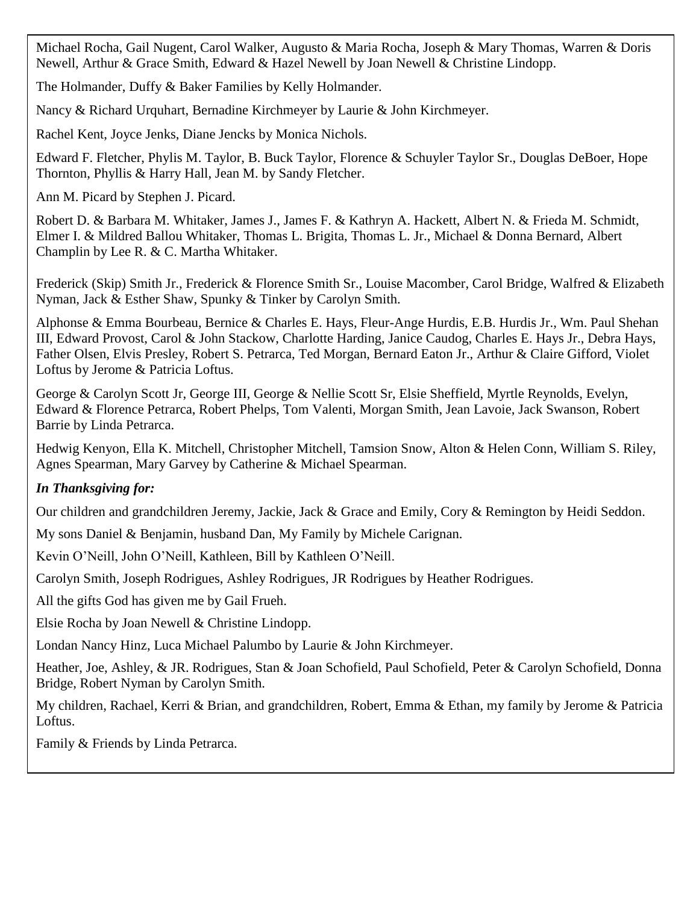Michael Rocha, Gail Nugent, Carol Walker, Augusto & Maria Rocha, Joseph & Mary Thomas, Warren & Doris Newell, Arthur & Grace Smith, Edward & Hazel Newell by Joan Newell & Christine Lindopp.

The Holmander, Duffy & Baker Families by Kelly Holmander.

Nancy & Richard Urquhart, Bernadine Kirchmeyer by Laurie & John Kirchmeyer.

Rachel Kent, Joyce Jenks, Diane Jencks by Monica Nichols.

Edward F. Fletcher, Phylis M. Taylor, B. Buck Taylor, Florence & Schuyler Taylor Sr., Douglas DeBoer, Hope Thornton, Phyllis & Harry Hall, Jean M. by Sandy Fletcher.

Ann M. Picard by Stephen J. Picard.

Robert D. & Barbara M. Whitaker, James J., James F. & Kathryn A. Hackett, Albert N. & Frieda M. Schmidt, Elmer I. & Mildred Ballou Whitaker, Thomas L. Brigita, Thomas L. Jr., Michael & Donna Bernard, Albert Champlin by Lee R. & C. Martha Whitaker.

Frederick (Skip) Smith Jr., Frederick & Florence Smith Sr., Louise Macomber, Carol Bridge, Walfred & Elizabeth Nyman, Jack & Esther Shaw, Spunky & Tinker by Carolyn Smith.

Alphonse & Emma Bourbeau, Bernice & Charles E. Hays, Fleur-Ange Hurdis, E.B. Hurdis Jr., Wm. Paul Shehan III, Edward Provost, Carol & John Stackow, Charlotte Harding, Janice Caudog, Charles E. Hays Jr., Debra Hays, Father Olsen, Elvis Presley, Robert S. Petrarca, Ted Morgan, Bernard Eaton Jr., Arthur & Claire Gifford, Violet Loftus by Jerome & Patricia Loftus.

George & Carolyn Scott Jr, George III, George & Nellie Scott Sr, Elsie Sheffield, Myrtle Reynolds, Evelyn, Edward & Florence Petrarca, Robert Phelps, Tom Valenti, Morgan Smith, Jean Lavoie, Jack Swanson, Robert Barrie by Linda Petrarca.

Hedwig Kenyon, Ella K. Mitchell, Christopher Mitchell, Tamsion Snow, Alton & Helen Conn, William S. Riley, Agnes Spearman, Mary Garvey by Catherine & Michael Spearman.

***In Thanksgiving for:***

Our children and grandchildren Jeremy, Jackie, Jack & Grace and Emily, Cory & Remington by Heidi Seddon.

My sons Daniel & Benjamin, husband Dan, My Family by Michele Carignan.

Kevin O'Neill, John O'Neill, Kathleen, Bill by Kathleen O'Neill.

Carolyn Smith, Joseph Rodrigues, Ashley Rodrigues, JR Rodrigues by Heather Rodrigues.

All the gifts God has given me by Gail Frueh.

Elsie Rocha by Joan Newell & Christine Lindopp.

Londan Nancy Hinz, Luca Michael Palumbo by Laurie & John Kirchmeyer.

Heather, Joe, Ashley, & JR. Rodrigues, Stan & Joan Schofield, Paul Schofield, Peter & Carolyn Schofield, Donna Bridge, Robert Nyman by Carolyn Smith.

My children, Rachael, Kerri & Brian, and grandchildren, Robert, Emma & Ethan, my family by Jerome & Patricia Loftus.

Family & Friends by Linda Petrarca.